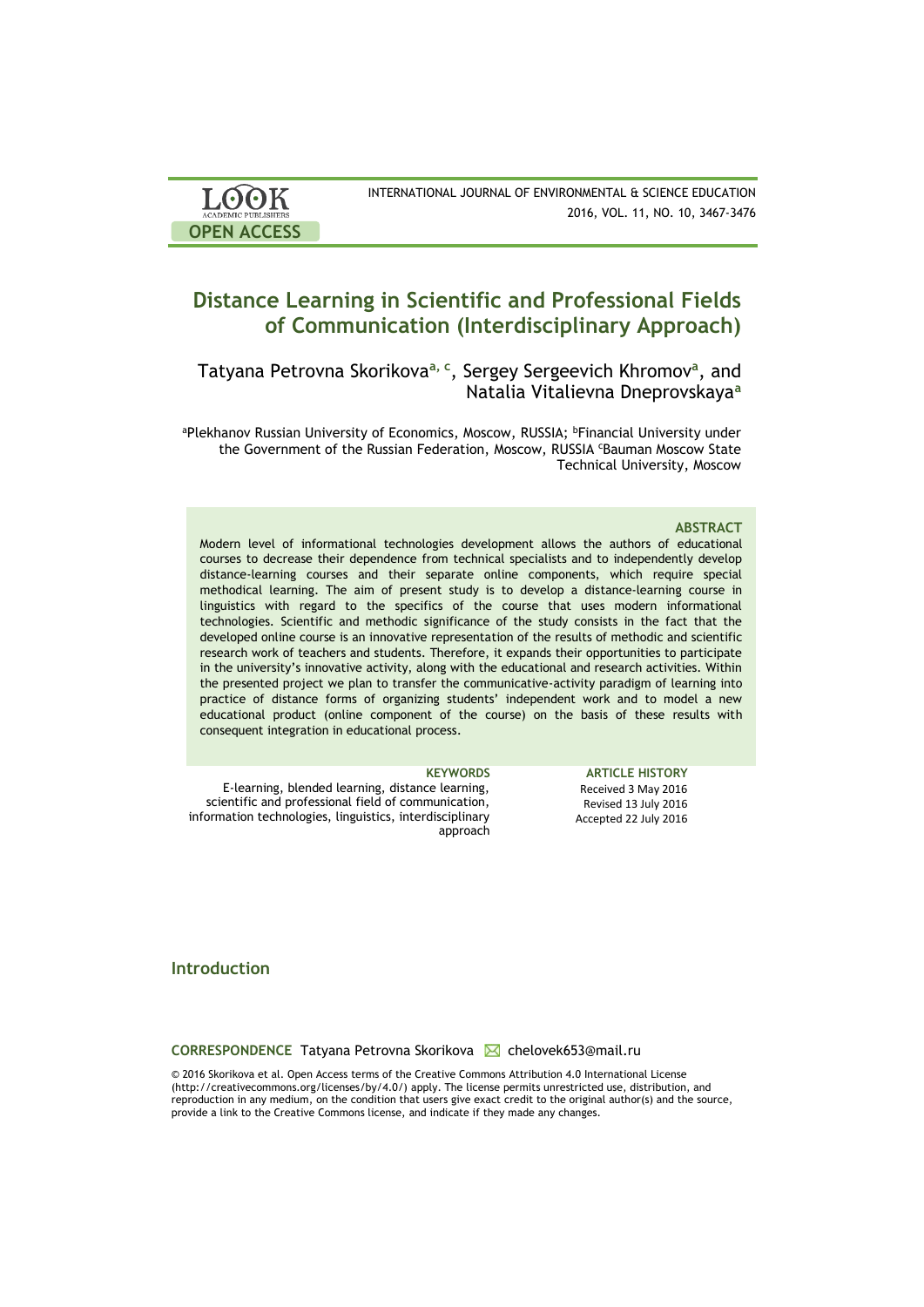# Distance Learning in Scientific and Professional Fields of Communication (Interdisciplinary Approach)

Tatyana Petrovna Skorikova[a, c], Sergey Sergeevich Khromov[a], and Natalia Vitalievna Dneprovskaya[a]

[a]Plekhanov Russian University of Economics, Moscow, RUSSIA; [b]Financial University under the Government of the Russian Federation, Moscow, RUSSIA [c]Bauman Moscow State Technical University, Moscow

### ABSTRACT

Modern level of informational technologies development allows the authors of educational courses to decrease their dependence from technical specialists and to independently develop distance-learning courses and their separate online components, which require special methodical learning. The aim of present study is to develop a distance-learning course in linguistics with regard to the specifics of the course that uses modern informational technologies. Scientific and methodic significance of the study consists in the fact that the developed online course is an innovative representation of the results of methodic and scientific research work of teachers and students. Therefore, it expands their opportunities to participate in the university's innovative activity, along with the educational and research activities. Within the presented project we plan to transfer the communicative-activity paradigm of learning into practice of distance forms of organizing students' independent work and to model a new educational product (online component of the course) on the basis of these results with consequent integration in educational process.

**KEYWORDS**

E-learning, blended learning, distance learning, scientific and professional field of communication, information technologies, linguistics, interdisciplinary approach

**ARTICLE HISTORY**

Received 3 May 2016
Revised 13 July 2016
Accepted 22 July 2016

## Introduction

**CORRESPONDENCE** Tatyana Petrovna Skorikova ✉ chelovek653@mail.ru

© 2016 Skorikova et al. Open Access terms of the Creative Commons Attribution 4.0 International License (http://creativecommons.org/licenses/by/4.0/) apply. The license permits unrestricted use, distribution, and reproduction in any medium, on the condition that users give exact credit to the original author(s) and the source, provide a link to the Creative Commons license, and indicate if they made any changes.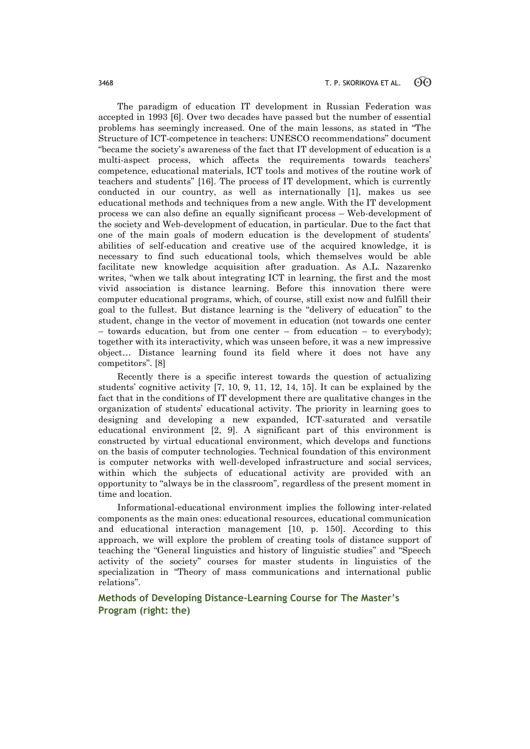The paradigm of education IT development in Russian Federation was accepted in 1993 [6]. Over two decades have passed but the number of essential problems has seemingly increased. One of the main lessons, as stated in "The Structure of ICT-competence in teachers: UNESCO recommendations" document "became the society's awareness of the fact that IT development of education is a multi-aspect process, which affects the requirements towards teachers' competence, educational materials, ICT tools and motives of the routine work of teachers and students" [16]. The process of IT development, which is currently conducted in our country, as well as internationally [1], makes us see educational methods and techniques from a new angle. With the IT development process we can also define an equally significant process – Web-development of the society and Web-development of education, in particular. Due to the fact that one of the main goals of modern education is the development of students' abilities of self-education and creative use of the acquired knowledge, it is necessary to find such educational tools, which themselves would be able facilitate new knowledge acquisition after graduation. As A.L. Nazarenko writes, "when we talk about integrating ICT in learning, the first and the most vivid association is distance learning. Before this innovation there were computer educational programs, which, of course, still exist now and fulfill their goal to the fullest. But distance learning is the "delivery of education" to the student, change in the vector of movement in education (not towards one center – towards education, but from one center – from education – to everybody); together with its interactivity, which was unseen before, it was a new impressive object… Distance learning found its field where it does not have any competitors". [8]

Recently there is a specific interest towards the question of actualizing students' cognitive activity [7, 10, 9, 11, 12, 14, 15]. It can be explained by the fact that in the conditions of IT development there are qualitative changes in the organization of students' educational activity. The priority in learning goes to designing and developing a new expanded, ICT-saturated and versatile educational environment [2, 9]. A significant part of this environment is constructed by virtual educational environment, which develops and functions on the basis of computer technologies. Technical foundation of this environment is computer networks with well-developed infrastructure and social services, within which the subjects of educational activity are provided with an opportunity to "always be in the classroom", regardless of the present moment in time and location.

Informational-educational environment implies the following inter-related components as the main ones: educational resources, educational communication and educational interaction management [10, p. 150]. According to this approach, we will explore the problem of creating tools of distance support of teaching the "General linguistics and history of linguistic studies" and "Speech activity of the society" courses for master students in linguistics of the specialization in "Theory of mass communications and international public relations".

## Methods of Developing Distance-Learning Course for The Master's Program (right: the)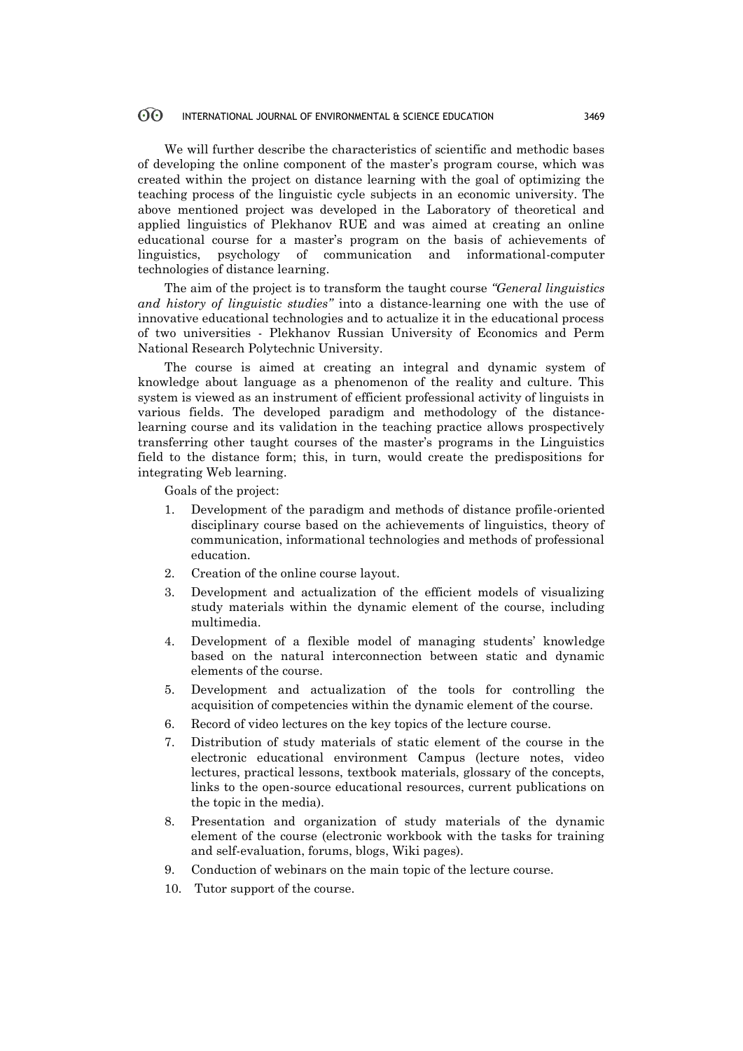We will further describe the characteristics of scientific and methodic bases of developing the online component of the master's program course, which was created within the project on distance learning with the goal of optimizing the teaching process of the linguistic cycle subjects in an economic university. The above mentioned project was developed in the Laboratory of theoretical and applied linguistics of Plekhanov RUE and was aimed at creating an online educational course for a master's program on the basis of achievements of linguistics, psychology of communication and informational-computer technologies of distance learning.

The aim of the project is to transform the taught course *"General linguistics and history of linguistic studies"* into a distance-learning one with the use of innovative educational technologies and to actualize it in the educational process of two universities - Plekhanov Russian University of Economics and Perm National Research Polytechnic University.

The course is aimed at creating an integral and dynamic system of knowledge about language as a phenomenon of the reality and culture. This system is viewed as an instrument of efficient professional activity of linguists in various fields. The developed paradigm and methodology of the distance-learning course and its validation in the teaching practice allows prospectively transferring other taught courses of the master's programs in the Linguistics field to the distance form; this, in turn, would create the predispositions for integrating Web learning.

Goals of the project:

1. Development of the paradigm and methods of distance profile-oriented disciplinary course based on the achievements of linguistics, theory of communication, informational technologies and methods of professional education.
2. Creation of the online course layout.
3. Development and actualization of the efficient models of visualizing study materials within the dynamic element of the course, including multimedia.
4. Development of a flexible model of managing students' knowledge based on the natural interconnection between static and dynamic elements of the course.
5. Development and actualization of the tools for controlling the acquisition of competencies within the dynamic element of the course.
6. Record of video lectures on the key topics of the lecture course.
7. Distribution of study materials of static element of the course in the electronic educational environment Campus (lecture notes, video lectures, practical lessons, textbook materials, glossary of the concepts, links to the open-source educational resources, current publications on the topic in the media).
8. Presentation and organization of study materials of the dynamic element of the course (electronic workbook with the tasks for training and self-evaluation, forums, blogs, Wiki pages).
9. Conduction of webinars on the main topic of the lecture course.
10. Tutor support of the course.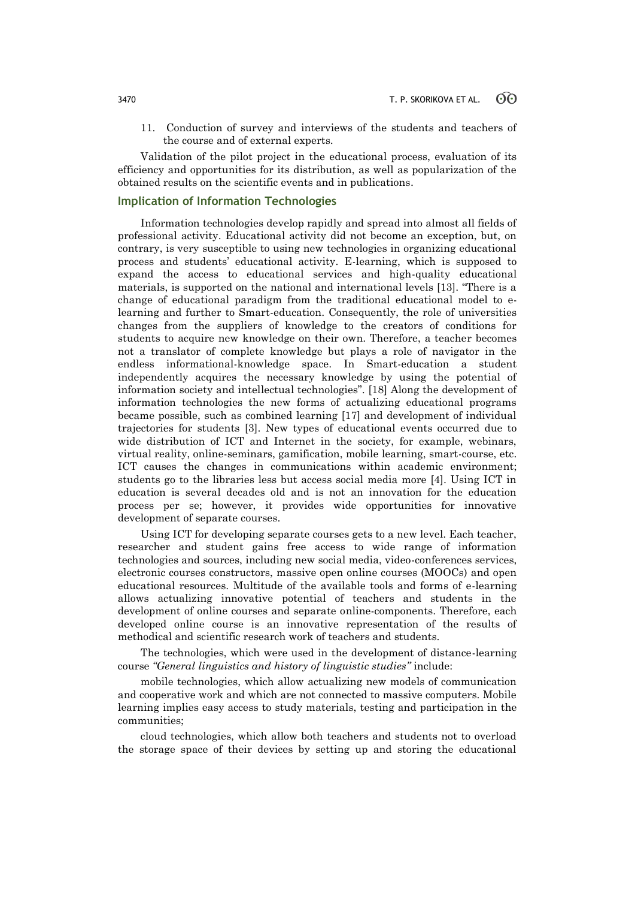11. Conduction of survey and interviews of the students and teachers of the course and of external experts.

Validation of the pilot project in the educational process, evaluation of its efficiency and opportunities for its distribution, as well as popularization of the obtained results on the scientific events and in publications.

## Implication of Information Technologies

Information technologies develop rapidly and spread into almost all fields of professional activity. Educational activity did not become an exception, but, on contrary, is very susceptible to using new technologies in organizing educational process and students' educational activity. E-learning, which is supposed to expand the access to educational services and high-quality educational materials, is supported on the national and international levels [13]. "There is a change of educational paradigm from the traditional educational model to e-learning and further to Smart-education. Consequently, the role of universities changes from the suppliers of knowledge to the creators of conditions for students to acquire new knowledge on their own. Therefore, a teacher becomes not a translator of complete knowledge but plays a role of navigator in the endless informational-knowledge space. In Smart-education a student independently acquires the necessary knowledge by using the potential of information society and intellectual technologies". [18] Along the development of information technologies the new forms of actualizing educational programs became possible, such as combined learning [17] and development of individual trajectories for students [3]. New types of educational events occurred due to wide distribution of ICT and Internet in the society, for example, webinars, virtual reality, online-seminars, gamification, mobile learning, smart-course, etc. ICT causes the changes in communications within academic environment; students go to the libraries less but access social media more [4]. Using ICT in education is several decades old and is not an innovation for the education process per se; however, it provides wide opportunities for innovative development of separate courses.

Using ICT for developing separate courses gets to a new level. Each teacher, researcher and student gains free access to wide range of information technologies and sources, including new social media, video-conferences services, electronic courses constructors, massive open online courses (MOOCs) and open educational resources. Multitude of the available tools and forms of e-learning allows actualizing innovative potential of teachers and students in the development of online courses and separate online-components. Therefore, each developed online course is an innovative representation of the results of methodical and scientific research work of teachers and students.

The technologies, which were used in the development of distance-learning course *"General linguistics and history of linguistic studies"* include:

mobile technologies, which allow actualizing new models of communication and cooperative work and which are not connected to massive computers. Mobile learning implies easy access to study materials, testing and participation in the communities;

cloud technologies, which allow both teachers and students not to overload the storage space of their devices by setting up and storing the educational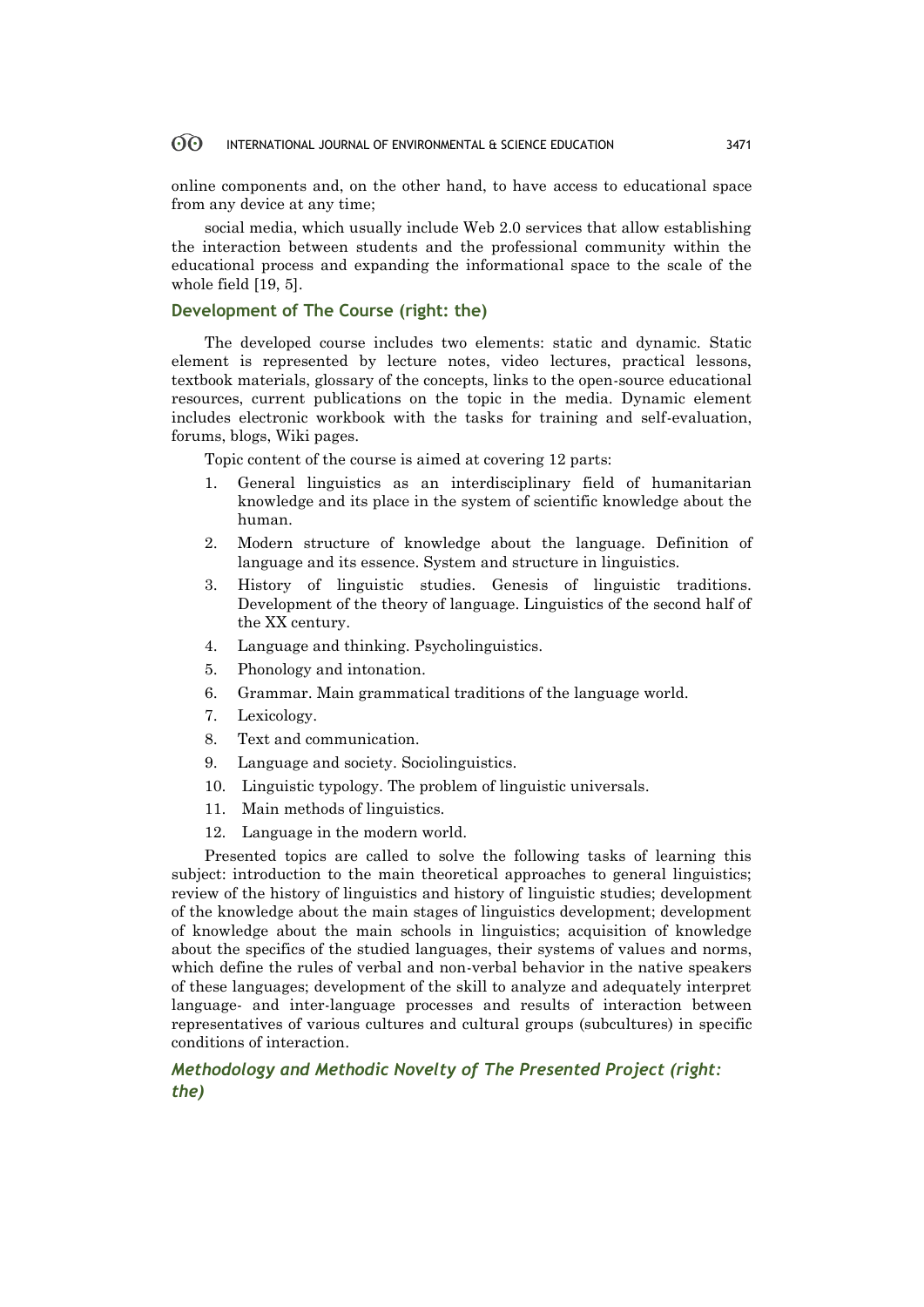online components and, on the other hand, to have access to educational space from any device at any time;

social media, which usually include Web 2.0 services that allow establishing the interaction between students and the professional community within the educational process and expanding the informational space to the scale of the whole field [19, 5].

## Development of The Course (right: the)

The developed course includes two elements: static and dynamic. Static element is represented by lecture notes, video lectures, practical lessons, textbook materials, glossary of the concepts, links to the open-source educational resources, current publications on the topic in the media. Dynamic element includes electronic workbook with the tasks for training and self-evaluation, forums, blogs, Wiki pages.

Topic content of the course is aimed at covering 12 parts:

1. General linguistics as an interdisciplinary field of humanitarian knowledge and its place in the system of scientific knowledge about the human.
2. Modern structure of knowledge about the language. Definition of language and its essence. System and structure in linguistics.
3. History of linguistic studies. Genesis of linguistic traditions. Development of the theory of language. Linguistics of the second half of the XX century.
4. Language and thinking. Psycholinguistics.
5. Phonology and intonation.
6. Grammar. Main grammatical traditions of the language world.
7. Lexicology.
8. Text and communication.
9. Language and society. Sociolinguistics.
10. Linguistic typology. The problem of linguistic universals.
11. Main methods of linguistics.
12. Language in the modern world.

Presented topics are called to solve the following tasks of learning this subject: introduction to the main theoretical approaches to general linguistics; review of the history of linguistics and history of linguistic studies; development of the knowledge about the main stages of linguistics development; development of knowledge about the main schools in linguistics; acquisition of knowledge about the specifics of the studied languages, their systems of values and norms, which define the rules of verbal and non-verbal behavior in the native speakers of these languages; development of the skill to analyze and adequately interpret language- and inter-language processes and results of interaction between representatives of various cultures and cultural groups (subcultures) in specific conditions of interaction.

### *Methodology and Methodic Novelty of The Presented Project (right: the)*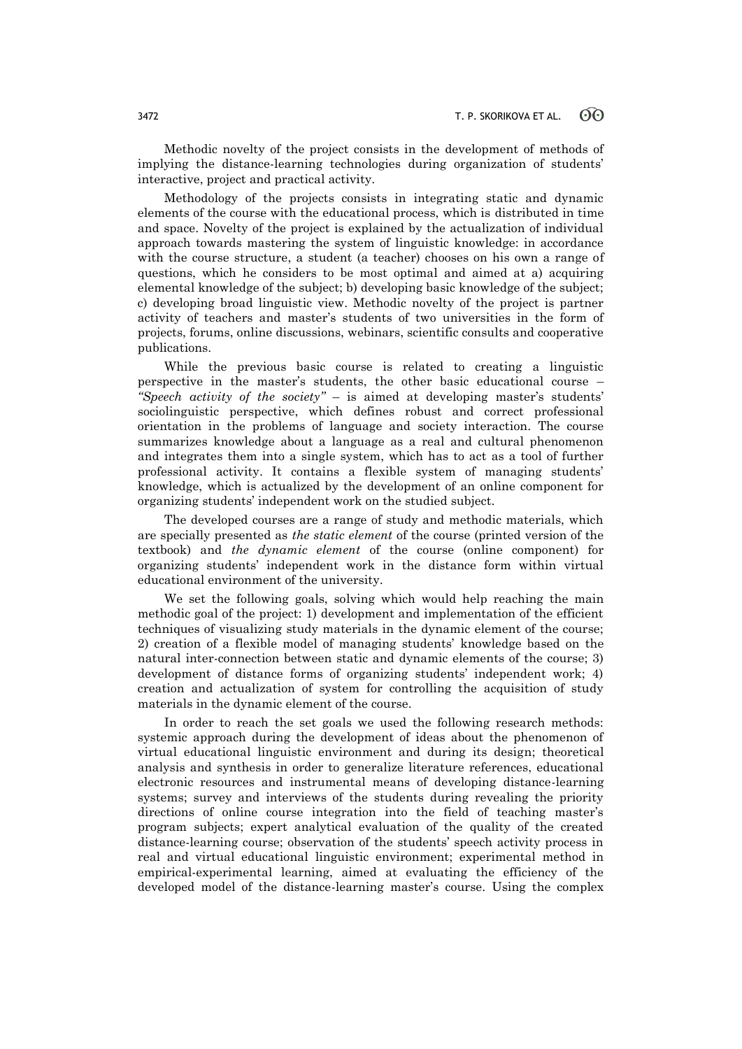Methodic novelty of the project consists in the development of methods of implying the distance-learning technologies during organization of students' interactive, project and practical activity.

Methodology of the projects consists in integrating static and dynamic elements of the course with the educational process, which is distributed in time and space. Novelty of the project is explained by the actualization of individual approach towards mastering the system of linguistic knowledge: in accordance with the course structure, a student (a teacher) chooses on his own a range of questions, which he considers to be most optimal and aimed at a) acquiring elemental knowledge of the subject; b) developing basic knowledge of the subject; c) developing broad linguistic view. Methodic novelty of the project is partner activity of teachers and master's students of two universities in the form of projects, forums, online discussions, webinars, scientific consults and cooperative publications.

While the previous basic course is related to creating a linguistic perspective in the master's students, the other basic educational course – *"Speech activity of the society"* – is aimed at developing master's students' sociolinguistic perspective, which defines robust and correct professional orientation in the problems of language and society interaction. The course summarizes knowledge about a language as a real and cultural phenomenon and integrates them into a single system, which has to act as a tool of further professional activity. It contains a flexible system of managing students' knowledge, which is actualized by the development of an online component for organizing students' independent work on the studied subject.

The developed courses are a range of study and methodic materials, which are specially presented as *the static element* of the course (printed version of the textbook) and *the dynamic element* of the course (online component) for organizing students' independent work in the distance form within virtual educational environment of the university.

We set the following goals, solving which would help reaching the main methodic goal of the project: 1) development and implementation of the efficient techniques of visualizing study materials in the dynamic element of the course; 2) creation of a flexible model of managing students' knowledge based on the natural inter-connection between static and dynamic elements of the course; 3) development of distance forms of organizing students' independent work; 4) creation and actualization of system for controlling the acquisition of study materials in the dynamic element of the course.

In order to reach the set goals we used the following research methods: systemic approach during the development of ideas about the phenomenon of virtual educational linguistic environment and during its design; theoretical analysis and synthesis in order to generalize literature references, educational electronic resources and instrumental means of developing distance-learning systems; survey and interviews of the students during revealing the priority directions of online course integration into the field of teaching master's program subjects; expert analytical evaluation of the quality of the created distance-learning course; observation of the students' speech activity process in real and virtual educational linguistic environment; experimental method in empirical-experimental learning, aimed at evaluating the efficiency of the developed model of the distance-learning master's course. Using the complex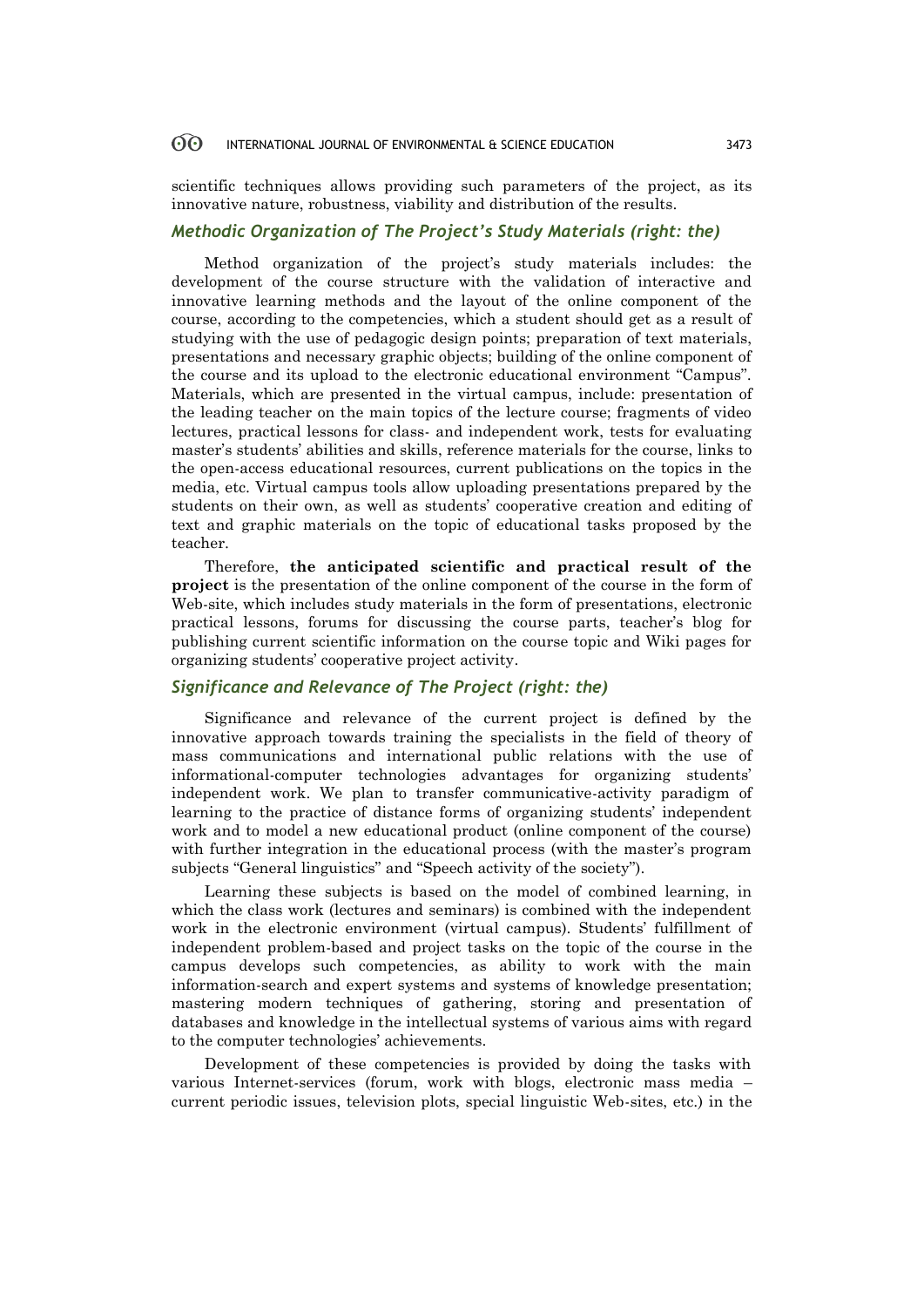scientific techniques allows providing such parameters of the project, as its innovative nature, robustness, viability and distribution of the results.

### *Methodic Organization of The Project's Study Materials (right: the)*

Method organization of the project's study materials includes: the development of the course structure with the validation of interactive and innovative learning methods and the layout of the online component of the course, according to the competencies, which a student should get as a result of studying with the use of pedagogic design points; preparation of text materials, presentations and necessary graphic objects; building of the online component of the course and its upload to the electronic educational environment "Campus". Materials, which are presented in the virtual campus, include: presentation of the leading teacher on the main topics of the lecture course; fragments of video lectures, practical lessons for class- and independent work, tests for evaluating master's students' abilities and skills, reference materials for the course, links to the open-access educational resources, current publications on the topics in the media, etc. Virtual campus tools allow uploading presentations prepared by the students on their own, as well as students' cooperative creation and editing of text and graphic materials on the topic of educational tasks proposed by the teacher.

Therefore, **the anticipated scientific and practical result of the project** is the presentation of the online component of the course in the form of Web-site, which includes study materials in the form of presentations, electronic practical lessons, forums for discussing the course parts, teacher's blog for publishing current scientific information on the course topic and Wiki pages for organizing students' cooperative project activity.

### *Significance and Relevance of The Project (right: the)*

Significance and relevance of the current project is defined by the innovative approach towards training the specialists in the field of theory of mass communications and international public relations with the use of informational-computer technologies advantages for organizing students' independent work. We plan to transfer communicative-activity paradigm of learning to the practice of distance forms of organizing students' independent work and to model a new educational product (online component of the course) with further integration in the educational process (with the master's program subjects "General linguistics" and "Speech activity of the society").

Learning these subjects is based on the model of combined learning, in which the class work (lectures and seminars) is combined with the independent work in the electronic environment (virtual campus). Students' fulfillment of independent problem-based and project tasks on the topic of the course in the campus develops such competencies, as ability to work with the main information-search and expert systems and systems of knowledge presentation; mastering modern techniques of gathering, storing and presentation of databases and knowledge in the intellectual systems of various aims with regard to the computer technologies' achievements.

Development of these competencies is provided by doing the tasks with various Internet-services (forum, work with blogs, electronic mass media – current periodic issues, television plots, special linguistic Web-sites, etc.) in the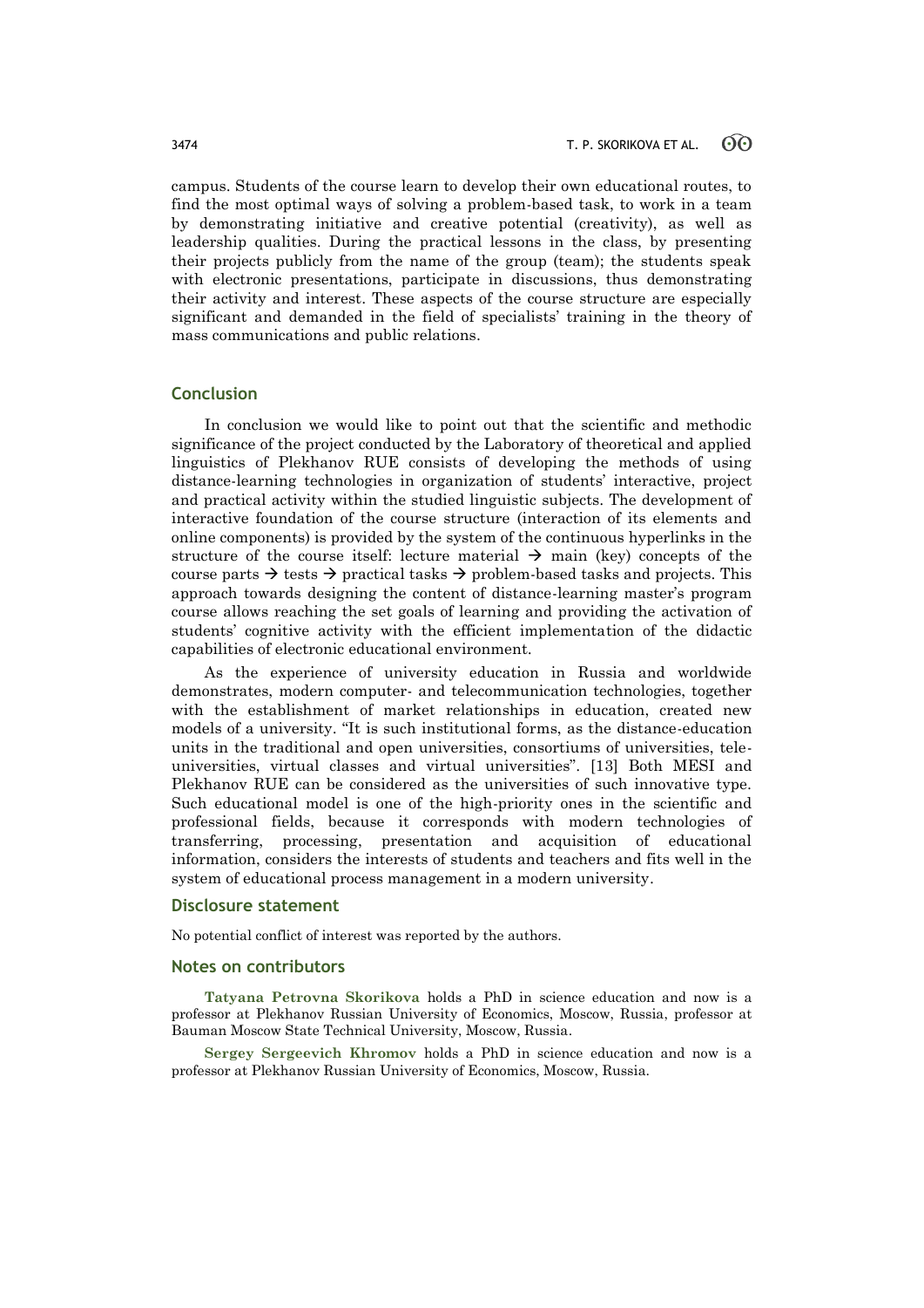campus. Students of the course learn to develop their own educational routes, to find the most optimal ways of solving a problem-based task, to work in a team by demonstrating initiative and creative potential (creativity), as well as leadership qualities. During the practical lessons in the class, by presenting their projects publicly from the name of the group (team); the students speak with electronic presentations, participate in discussions, thus demonstrating their activity and interest. These aspects of the course structure are especially significant and demanded in the field of specialists' training in the theory of mass communications and public relations.

## Conclusion

In conclusion we would like to point out that the scientific and methodic significance of the project conducted by the Laboratory of theoretical and applied linguistics of Plekhanov RUE consists of developing the methods of using distance-learning technologies in organization of students' interactive, project and practical activity within the studied linguistic subjects. The development of interactive foundation of the course structure (interaction of its elements and online components) is provided by the system of the continuous hyperlinks in the structure of the course itself: lecture material → main (key) concepts of the course parts → tests → practical tasks → problem-based tasks and projects. This approach towards designing the content of distance-learning master's program course allows reaching the set goals of learning and providing the activation of students' cognitive activity with the efficient implementation of the didactic capabilities of electronic educational environment.

As the experience of university education in Russia and worldwide demonstrates, modern computer- and telecommunication technologies, together with the establishment of market relationships in education, created new models of a university. "It is such institutional forms, as the distance-education units in the traditional and open universities, consortiums of universities, tele-universities, virtual classes and virtual universities". [13] Both MESI and Plekhanov RUE can be considered as the universities of such innovative type. Such educational model is one of the high-priority ones in the scientific and professional fields, because it corresponds with modern technologies of transferring, processing, presentation and acquisition of educational information, considers the interests of students and teachers and fits well in the system of educational process management in a modern university.

## Disclosure statement

No potential conflict of interest was reported by the authors.

## Notes on contributors

**Tatyana Petrovna Skorikova** holds a PhD in science education and now is a professor at Plekhanov Russian University of Economics, Moscow, Russia, professor at Bauman Moscow State Technical University, Moscow, Russia.

**Sergey Sergeevich Khromov** holds a PhD in science education and now is a professor at Plekhanov Russian University of Economics, Moscow, Russia.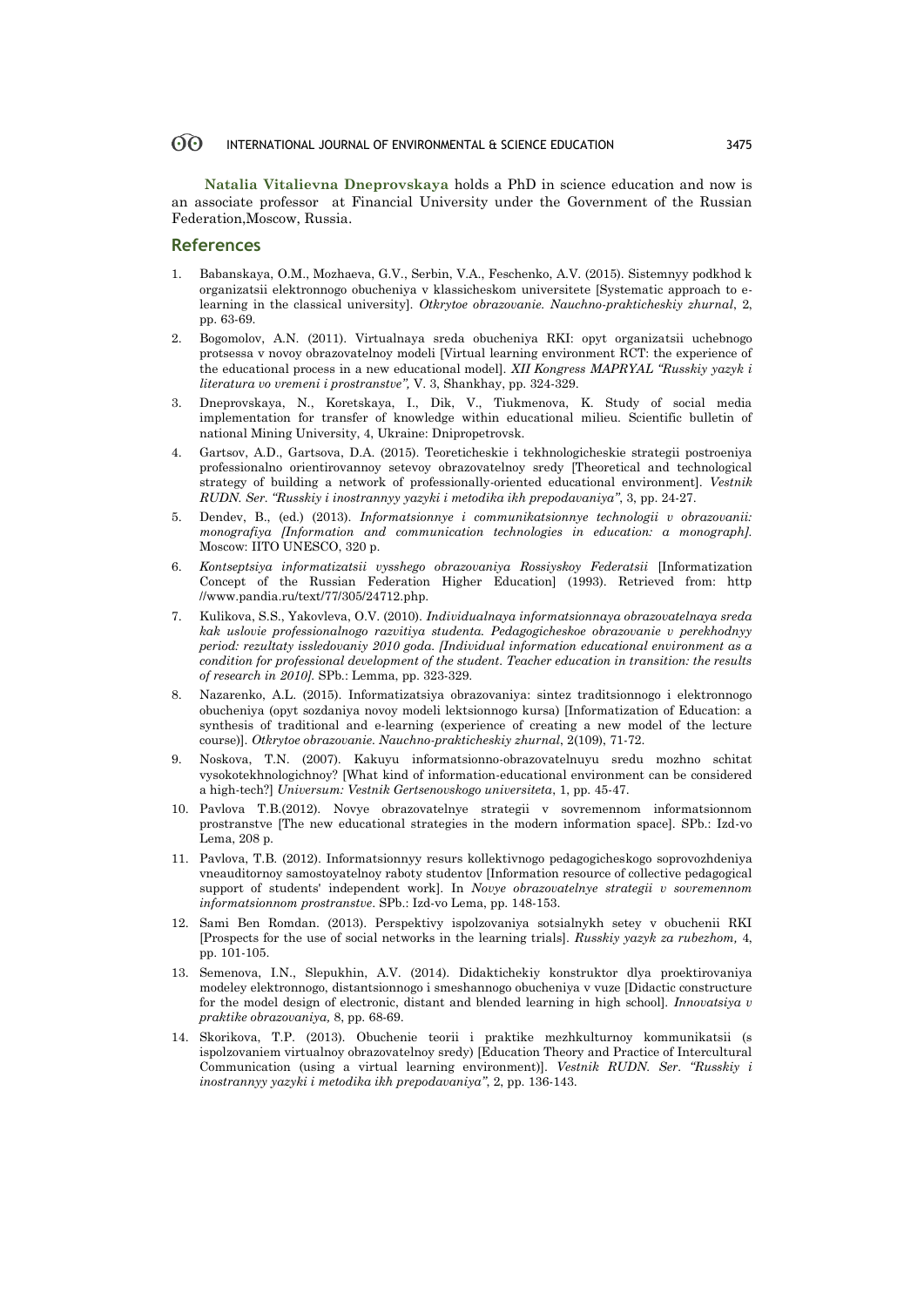**Natalia Vitalievna Dneprovskaya** holds a PhD in science education and now is an associate professor at Financial University under the Government of the Russian Federation,Moscow, Russia.

## References

1. Babanskaya, O.M., Mozhaeva, G.V., Serbin, V.A., Feschenko, A.V. (2015). Sistemnyy podkhod k organizatsii elektronnogo obucheniya v klassicheskom universitete [Systematic approach to e-learning in the classical university]. *Otkrytoe obrazovanie. Nauchno-prakticheskiy zhurnal*, 2, pp. 63-69.
2. Bogomolov, A.N. (2011). Virtualnaya sreda obucheniya RKI: opyt organizatsii uchebnogo protsessa v novoy obrazovatelnoy modeli [Virtual learning environment RCT: the experience of the educational process in a new educational model]. *XII Kongress MAPRYAL "Russkiy yazyk i literatura vo vremeni i prostranstve",* V. 3, Shankhay, pp. 324-329.
3. Dneprovskaya, N., Koretskaya, I., Dik, V., Tiukmenova, K. Study of social media implementation for transfer of knowledge within educational milieu. Scientific bulletin of national Mining University, 4, Ukraine: Dnipropetrovsk.
4. Gartsov, A.D., Gartsova, D.A. (2015). Teoreticheskie i tekhnologicheskie strategii postroeniya professionalno orientirovannoy setevoy obrazovatelnoy sredy [Theoretical and technological strategy of building a network of professionally-oriented educational environment]. *Vestnik RUDN. Ser. "Russkiy i inostrannyy yazyki i metodika ikh prepodavaniya"*, 3, pp. 24-27.
5. Dendev, B., (ed.) (2013). *Informatsionnye i communikatsionnye tehnologii v obrazovanii: monografiya [Information and communication technologies in education: a monograph].* Moscow: IITO UNESCO, 320 p.
6. *Kontseptsiya informatizatsii vysshego obrazovaniya Rossiyskoy Federatsii* [Informatization Concept of the Russian Federation Higher Education] (1993). Retrieved from: http //www.pandia.ru/text/77/305/24712.php.
7. Kulikova, S.S., Yakovleva, O.V. (2010). *Individualnaya informatsionnaya obrazovatelnaya sreda kak uslovie professionalnogo razvitiya studenta. Pedagogicheskoe obrazovanie v perekhodnyy period: rezultaty issledovaniy 2010 goda. [Individual information educational environment as a condition for professional development of the student. Teacher education in transition: the results of research in 2010].* SPb.: Lemma, pp. 323-329.
8. Nazarenko, A.L. (2015). Informatizatsiya obrazovaniya: sintez traditsionnogo i elektronnogo obucheniya (opyt sozdaniya novoy modeli lektsionnogo kursa) [Informatization of Education: a synthesis of traditional and e-learning (experience of creating a new model of the lecture course)]. *Otkrytoe obrazovanie. Nauchno-prakticheskiy zhurnal*, 2(109), 71-72.
9. Noskova, T.N. (2007). Kakuyu informatsionno-obrazovatelnuyu sredu mozhno schitat vysokotekhnologichnoy? [What kind of information-educational environment can be considered a high-tech?] *Universum: Vestnik Gertsenovskogo universiteta*, 1, pp. 45-47.
10. Pavlova T.B.(2012). Novye obrazovatelnye strategii v sovremennom informatsionnom prostranstve [The new educational strategies in the modern information space]. SPb.: Izd-vo Lema, 208 p.
11. Pavlova, T.B. (2012). Informatsionnyy resurs kollektivnogo pedagogicheskogo soprovozhdeniya vneauditornoy samostoyatelnoy raboty studentov [Information resource of collective pedagogical support of students' independent work]. In *Novye obrazovatelnye strategii v sovremennom informatsionnom prostranstve*. SPb.: Izd-vo Lema, pp. 148-153.
12. Sami Ben Romdan. (2013). Perspektivy ispolzovaniya sotsialnykh setey v obuchenii RKI [Prospects for the use of social networks in the learning trials]. *Russkiy yazyk za rubezhom,* 4, pp. 101-105.
13. Semenova, I.N., Slepukhin, A.V. (2014). Didaktichekiy konstruktor dlya proektirovaniya modeley elektronnogo, distantsionnogo i smeshannogo obucheniya v vuze [Didactic constructure for the model design of electronic, distant and blended learning in high school]. *Innovatsiya v praktike obrazovaniya,* 8, pp. 68-69.
14. Skorikova, T.P. (2013). Obuchenie teorii i praktike mezhkulturnoy kommunikatsii (s ispolzovaniem virtualnoy obrazovatelnoy sredy) [Education Theory and Practice of Intercultural Communication (using a virtual learning environment)]. *Vestnik RUDN. Ser. "Russkiy i inostrannyy yazyki i metodika ikh prepodavaniya",* 2, pp. 136-143.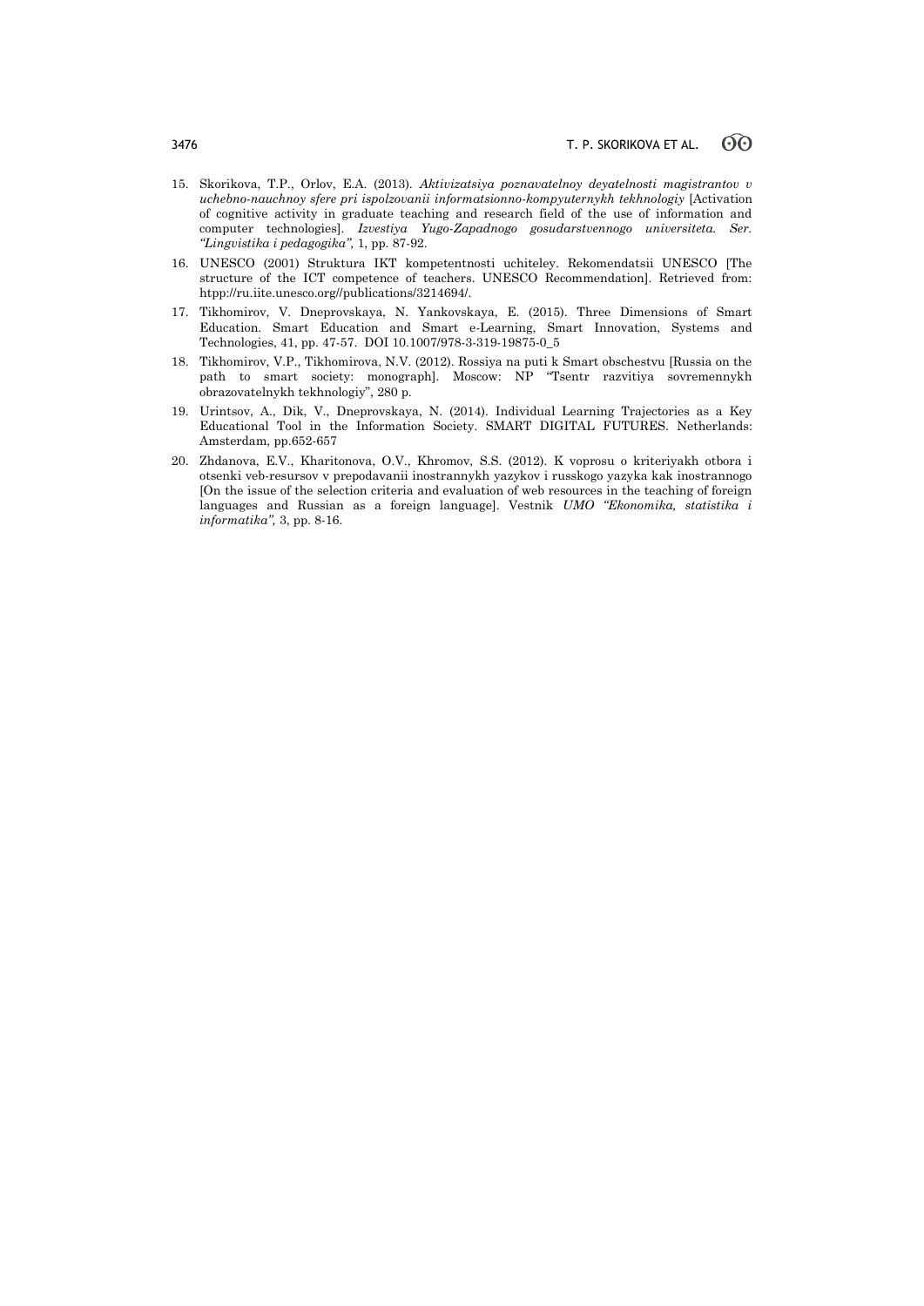15. Skorikova, T.P., Orlov, E.A. (2013). *Aktivizatsiya poznavatelnoy deyatelnosti magistrantov v uchebno-nauchnoy sfere pri ispolzovanii informatsionno-kompyuternykh tekhnologiy* [Activation of cognitive activity in graduate teaching and research field of the use of information and computer technologies]. *Izvestiya Yugo-Zapadnogo gosudarstvennogo universiteta. Ser. "Lingvistika i pedagogika",* 1, pp. 87-92.
16. UNESCO (2001) Struktura IKT kompetentnosti uchiteley. Rekomendatsii UNESCO [The structure of the ICT competence of teachers. UNESCO Recommendation]. Retrieved from: htpp://ru.iite.unesco.org//publications/3214694/.
17. Tikhomirov, V. Dneprovskaya, N. Yankovskaya, E. (2015). Three Dimensions of Smart Education. Smart Education and Smart e-Learning, Smart Innovation, Systems and Technologies, 41, pp. 47-57. DOI 10.1007/978-3-319-19875-0_5
18. Tikhomirov, V.P., Tikhomirova, N.V. (2012). Rossiya na puti k Smart obschestvu [Russia on the path to smart society: monograph]. Moscow: NP "Tsentr razvitiya sovremennykh obrazovatelnykh tekhnologiy", 280 p.
19. Urintsov, A., Dik, V., Dneprovskaya, N. (2014). Individual Learning Trajectories as a Key Educational Tool in the Information Society. SMART DIGITAL FUTURES. Netherlands: Amsterdam, pp.652-657
20. Zhdanova, E.V., Kharitonova, O.V., Khromov, S.S. (2012). K voprosu o kriteriyakh otbora i otsenki veb-resursov v prepodavanii inostrannykh yazykov i russkogo yazyka kak inostrannogo [On the issue of the selection criteria and evaluation of web resources in the teaching of foreign languages and Russian as a foreign language]. Vestnik *UMO "Ekonomika, statistika i informatika",* 3, pp. 8-16.